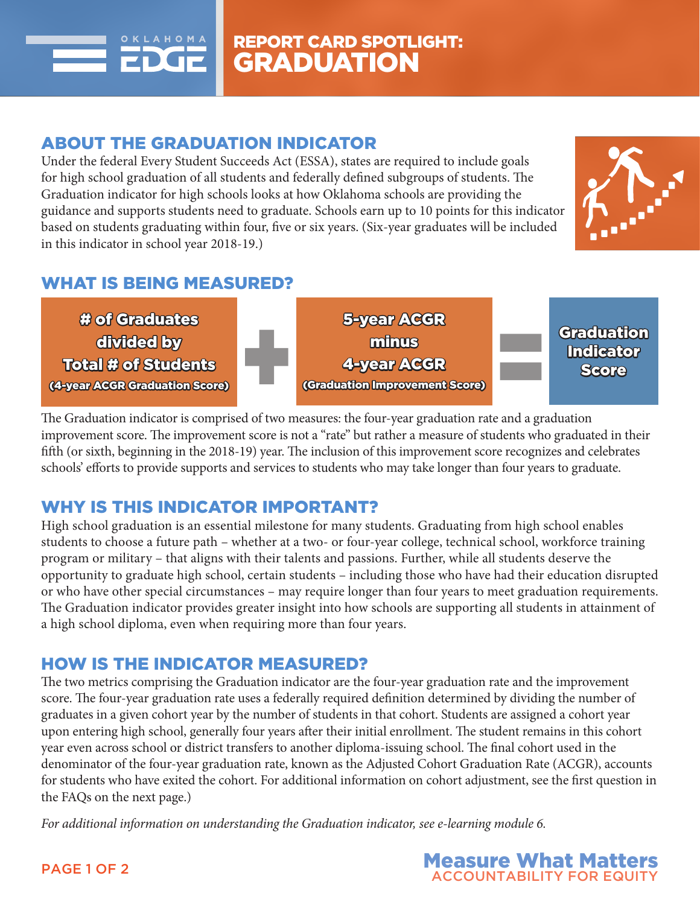# REPORT CARD SPOTLIGHT: GRADUATION

## ABOUT THE GRADUATION INDICATOR

Under the federal Every Student Succeeds Act (ESSA), states are required to include goals for high school graduation of all students and federally defined subgroups of students. The Graduation indicator for high schools looks at how Oklahoma schools are providing the guidance and supports students need to graduate. Schools earn up to 10 points for this indicator based on students graduating within four, five or six years. (Six-year graduates will be included in this indicator in school year 2018-19.)

## WHAT IS BEING MEASURED?

**# of Graduates divided by Total # of Students (4-year ACGR Graduation Score)** + **5-year ACGR minus 4-year ACGR (Graduation Improvement Score)** = **Graduation Indicator Score**

The Graduation indicator is comprised of two measures: the four-year graduation rate and a graduation improvement score. The improvement score is not a "rate" but rather a measure of students who graduated in their fifth (or sixth, beginning in the 2018-19) year. The inclusion of this improvement score recognizes and celebrates schools' efforts to provide supports and services to students who may take longer than four years to graduate.

## WHY IS THIS INDICATOR IMPORTANT?

High school graduation is an essential milestone for many students. Graduating from high school enables students to choose a future path – whether at a two- or four-year college, technical school, workforce training program or military – that aligns with their talents and passions. Further, while all students deserve the opportunity to graduate high school, certain students – including those who have had their education disrupted or who have other special circumstances – may require longer than four years to meet graduation requirements. The Graduation indicator provides greater insight into how schools are supporting all students in attainment of a high school diploma, even when requiring more than four years.

## HOW IS THE INDICATOR MEASURED?

The two metrics comprising the Graduation indicator are the four-year graduation rate and the improvement score. The four-year graduation rate uses a federally required definition determined by dividing the number of graduates in a given cohort year by the number of students in that cohort. Students are assigned a cohort year upon entering high school, generally four years after their initial enrollment. The student remains in this cohort year even across school or district transfers to another diploma-issuing school. The final cohort used in the denominator of the four-year graduation rate, known as the Adjusted Cohort Graduation Rate (ACGR), accounts for students who have exited the cohort. For additional information on cohort adjustment, see the first question in the FAQs on the next page.)

*For additional information on understanding the Graduation indicator, see e-learning module 6.*

**Measure What Matters**
ACCOUNTABILITY FOR EQUITY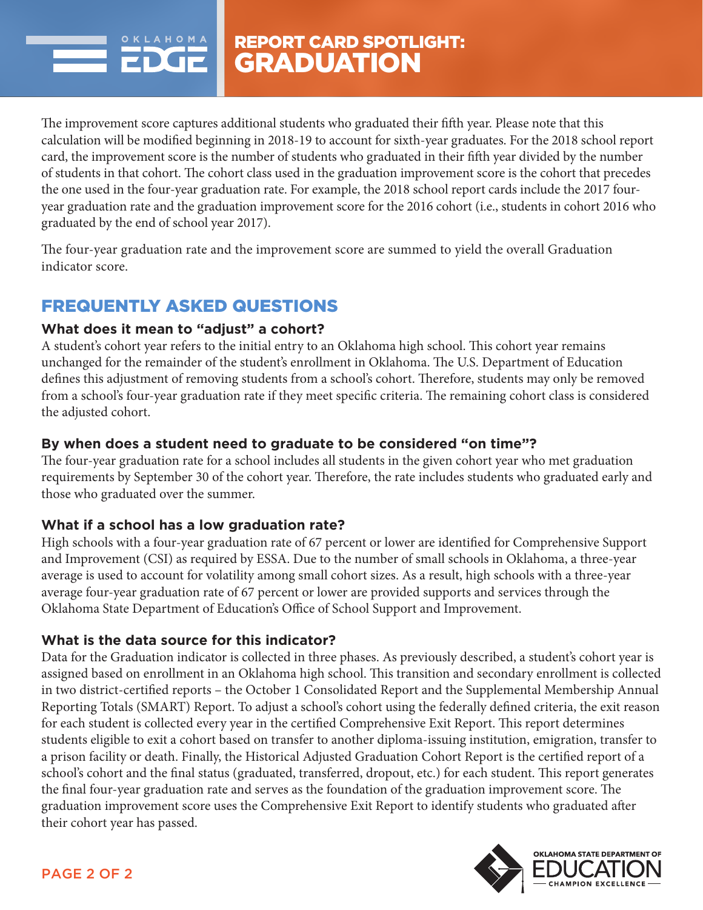# REPORT CARD SPOTLIGHT: GRADUATION

The improvement score captures additional students who graduated their fifth year. Please note that this calculation will be modified beginning in 2018-19 to account for sixth-year graduates. For the 2018 school report card, the improvement score is the number of students who graduated in their fifth year divided by the number of students in that cohort. The cohort class used in the graduation improvement score is the cohort that precedes the one used in the four-year graduation rate. For example, the 2018 school report cards include the 2017 four-year graduation rate and the graduation improvement score for the 2016 cohort (i.e., students in cohort 2016 who graduated by the end of school year 2017).

The four-year graduation rate and the improvement score are summed to yield the overall Graduation indicator score.

## FREQUENTLY ASKED QUESTIONS

### What does it mean to "adjust" a cohort?

A student's cohort year refers to the initial entry to an Oklahoma high school. This cohort year remains unchanged for the remainder of the student's enrollment in Oklahoma. The U.S. Department of Education defines this adjustment of removing students from a school's cohort. Therefore, students may only be removed from a school's four-year graduation rate if they meet specific criteria. The remaining cohort class is considered the adjusted cohort.

### By when does a student need to graduate to be considered "on time"?

The four-year graduation rate for a school includes all students in the given cohort year who met graduation requirements by September 30 of the cohort year. Therefore, the rate includes students who graduated early and those who graduated over the summer.

### What if a school has a low graduation rate?

High schools with a four-year graduation rate of 67 percent or lower are identified for Comprehensive Support and Improvement (CSI) as required by ESSA. Due to the number of small schools in Oklahoma, a three-year average is used to account for volatility among small cohort sizes. As a result, high schools with a three-year average four-year graduation rate of 67 percent or lower are provided supports and services through the Oklahoma State Department of Education's Office of School Support and Improvement.

### What is the data source for this indicator?

Data for the Graduation indicator is collected in three phases. As previously described, a student's cohort year is assigned based on enrollment in an Oklahoma high school. This transition and secondary enrollment is collected in two district-certified reports – the October 1 Consolidated Report and the Supplemental Membership Annual Reporting Totals (SMART) Report. To adjust a school's cohort using the federally defined criteria, the exit reason for each student is collected every year in the certified Comprehensive Exit Report. This report determines students eligible to exit a cohort based on transfer to another diploma-issuing institution, emigration, transfer to a prison facility or death. Finally, the Historical Adjusted Graduation Cohort Report is the certified report of a school's cohort and the final status (graduated, transferred, dropout, etc.) for each student. This report generates the final four-year graduation rate and serves as the foundation of the graduation improvement score. The graduation improvement score uses the Comprehensive Exit Report to identify students who graduated after their cohort year has passed.